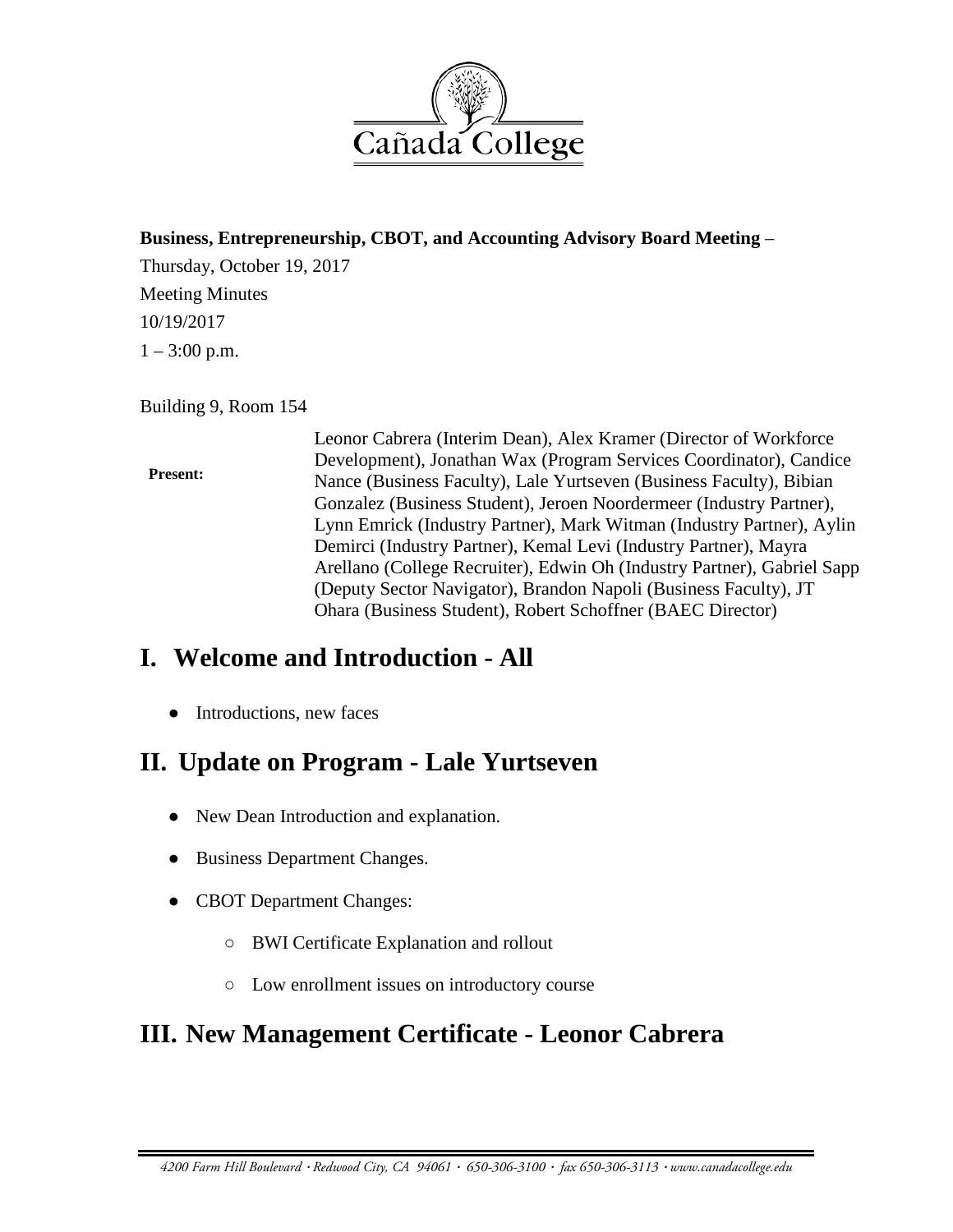Cañada College

**Business, Entrepreneurship, CBOT, and Accounting Advisory Board Meeting** –

Thursday, October 19, 2017

Meeting Minutes

10/19/2017

1 – 3:00 p.m.

Building 9, Room 154

| **Present:** | Leonor Cabrera (Interim Dean), Alex Kramer (Director of Workforce Development), Jonathan Wax (Program Services Coordinator), Candice Nance (Business Faculty), Lale Yurtseven (Business Faculty), Bibian Gonzalez (Business Student), Jeroen Noordermeer (Industry Partner), Lynn Emrick (Industry Partner), Mark Witman (Industry Partner), Aylin Demirci (Industry Partner), Kemal Levi (Industry Partner), Mayra Arellano (College Recruiter), Edwin Oh (Industry Partner), Gabriel Sapp (Deputy Sector Navigator), Brandon Napoli (Business Faculty), JT Ohara (Business Student), Robert Schoffner (BAEC Director) |
|---|---|

# I. Welcome and Introduction - All

- Introductions, new faces

# II. Update on Program - Lale Yurtseven

- New Dean Introduction and explanation.
- Business Department Changes.
- CBOT Department Changes:
  - BWI Certificate Explanation and rollout
  - Low enrollment issues on introductory course

# III. New Management Certificate - Leonor Cabrera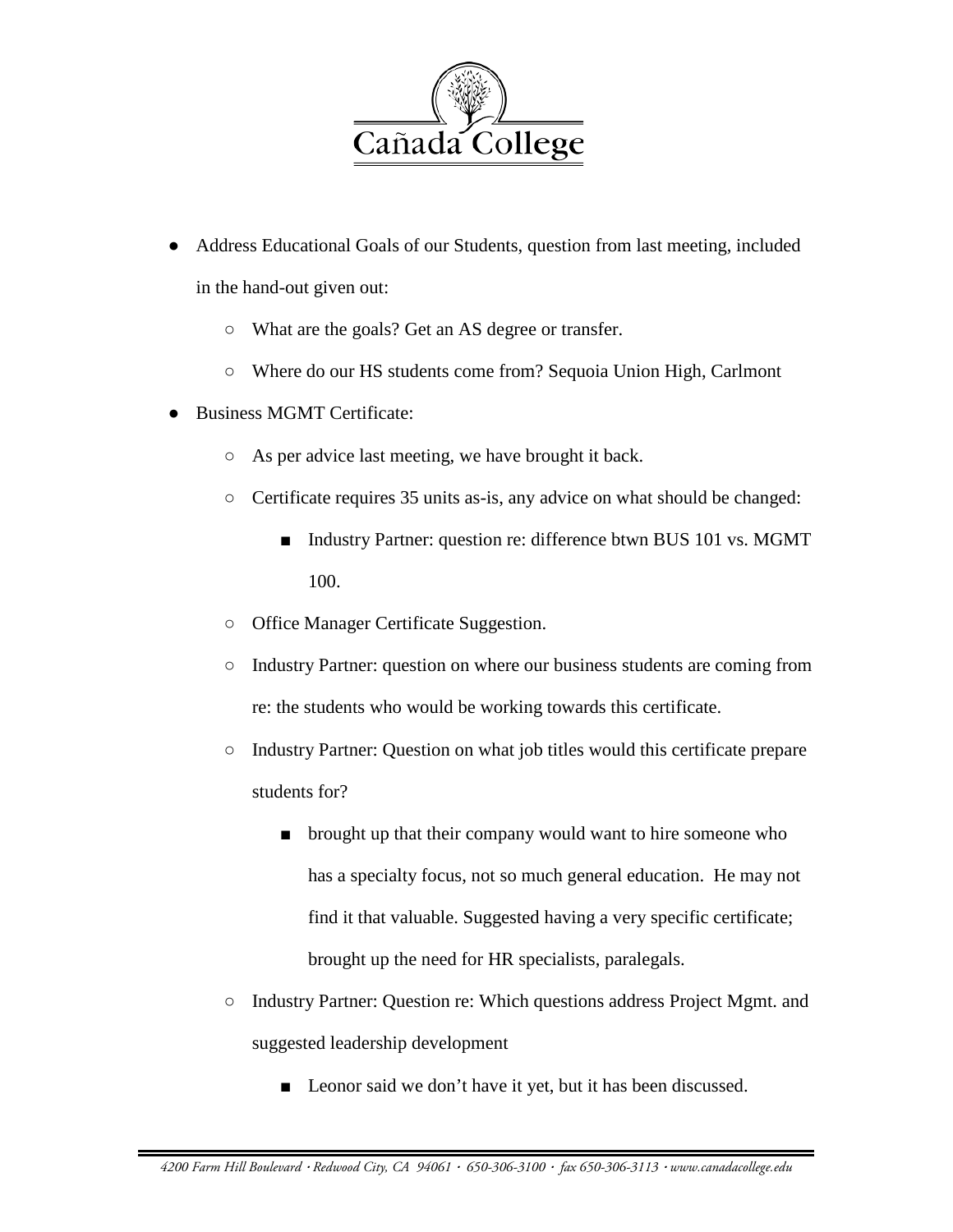- Address Educational Goals of our Students, question from last meeting, included in the hand-out given out:
  - What are the goals? Get an AS degree or transfer.
  - Where do our HS students come from? Sequoia Union High, Carlmont
- Business MGMT Certificate:
  - As per advice last meeting, we have brought it back.
  - Certificate requires 35 units as-is, any advice on what should be changed:
    - Industry Partner: question re: difference btwn BUS 101 vs. MGMT 100.
  - Office Manager Certificate Suggestion.
  - Industry Partner: question on where our business students are coming from re: the students who would be working towards this certificate.
  - Industry Partner: Question on what job titles would this certificate prepare students for?
    - brought up that their company would want to hire someone who has a specialty focus, not so much general education. He may not find it that valuable. Suggested having a very specific certificate; brought up the need for HR specialists, paralegals.
  - Industry Partner: Question re: Which questions address Project Mgmt. and suggested leadership development
    - Leonor said we don't have it yet, but it has been discussed.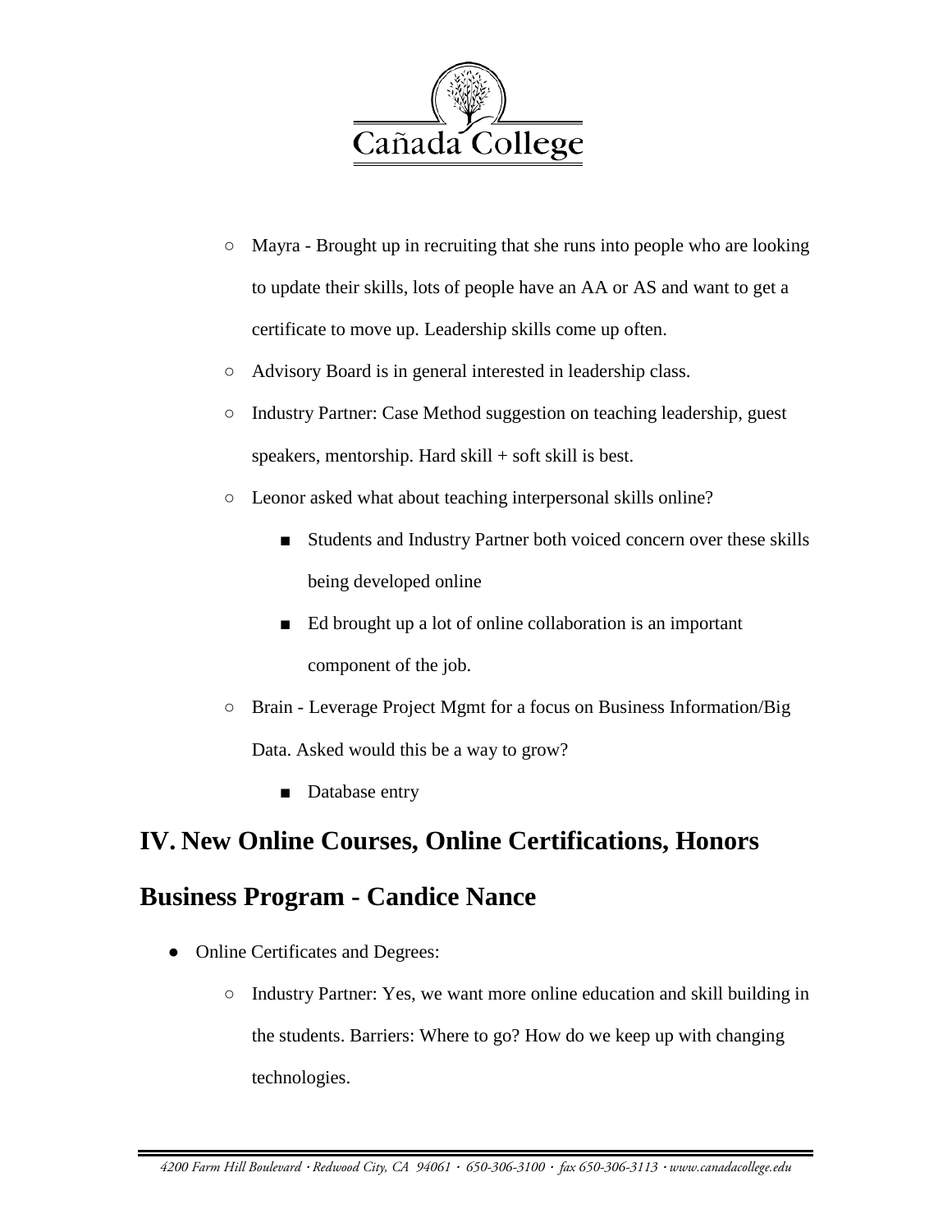- Mayra - Brought up in recruiting that she runs into people who are looking to update their skills, lots of people have an AA or AS and want to get a certificate to move up. Leadership skills come up often.
- Advisory Board is in general interested in leadership class.
- Industry Partner: Case Method suggestion on teaching leadership, guest speakers, mentorship. Hard skill + soft skill is best.
- Leonor asked what about teaching interpersonal skills online?
  - Students and Industry Partner both voiced concern over these skills being developed online
  - Ed brought up a lot of online collaboration is an important component of the job.
- Brain - Leverage Project Mgmt for a focus on Business Information/Big Data. Asked would this be a way to grow?
  - Database entry

## IV. New Online Courses, Online Certifications, Honors Business Program - Candice Nance

- Online Certificates and Degrees:
  - Industry Partner: Yes, we want more online education and skill building in the students. Barriers: Where to go? How do we keep up with changing technologies.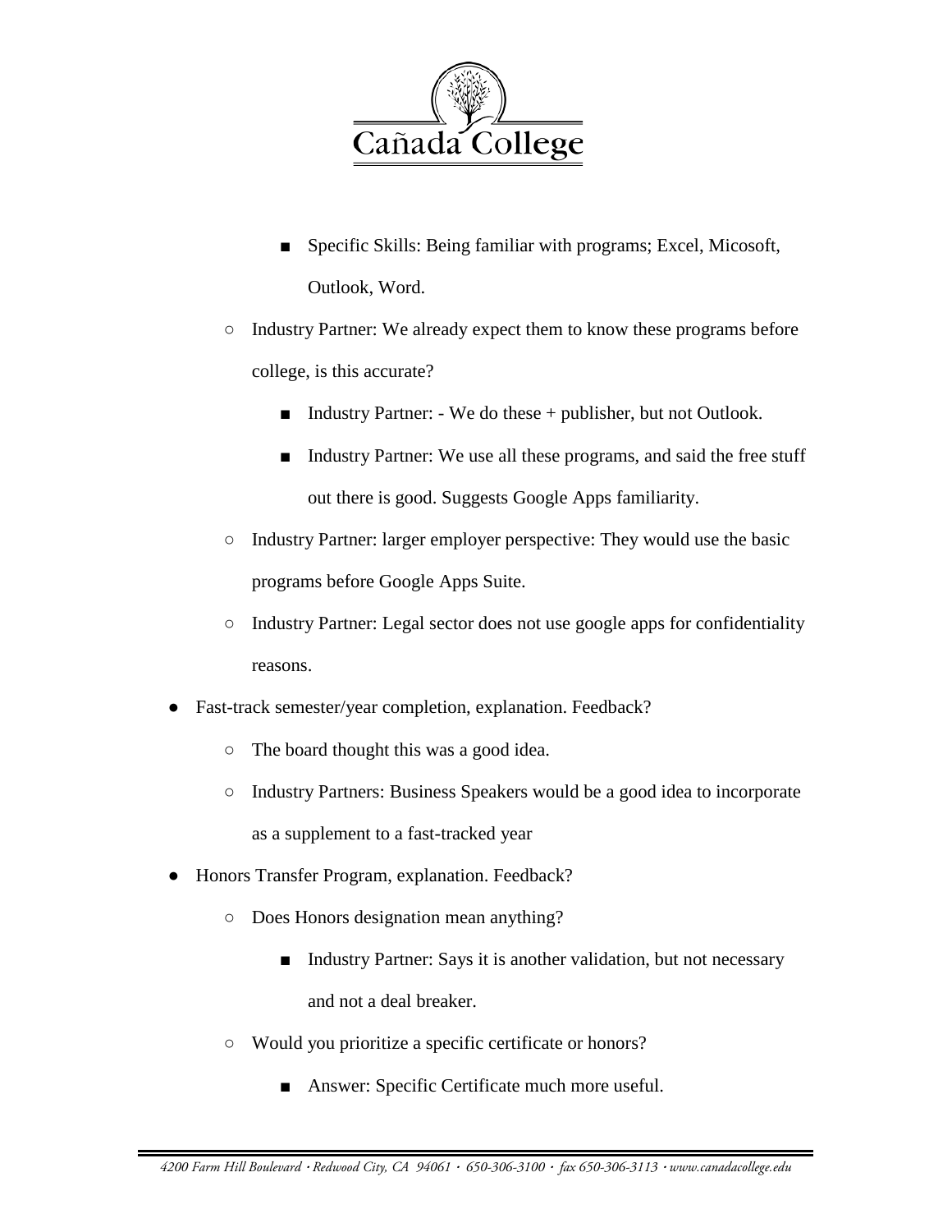- Specific Skills: Being familiar with programs; Excel, Micosoft, Outlook, Word.
    - Industry Partner: We already expect them to know these programs before college, is this accurate?
        - Industry Partner: - We do these + publisher, but not Outlook.
        - Industry Partner: We use all these programs, and said the free stuff out there is good. Suggests Google Apps familiarity.
    - Industry Partner: larger employer perspective: They would use the basic programs before Google Apps Suite.
    - Industry Partner: Legal sector does not use google apps for confidentiality reasons.
- Fast-track semester/year completion, explanation. Feedback?
    - The board thought this was a good idea.
    - Industry Partners: Business Speakers would be a good idea to incorporate as a supplement to a fast-tracked year
- Honors Transfer Program, explanation. Feedback?
    - Does Honors designation mean anything?
        - Industry Partner: Says it is another validation, but not necessary and not a deal breaker.
    - Would you prioritize a specific certificate or honors?
        - Answer: Specific Certificate much more useful.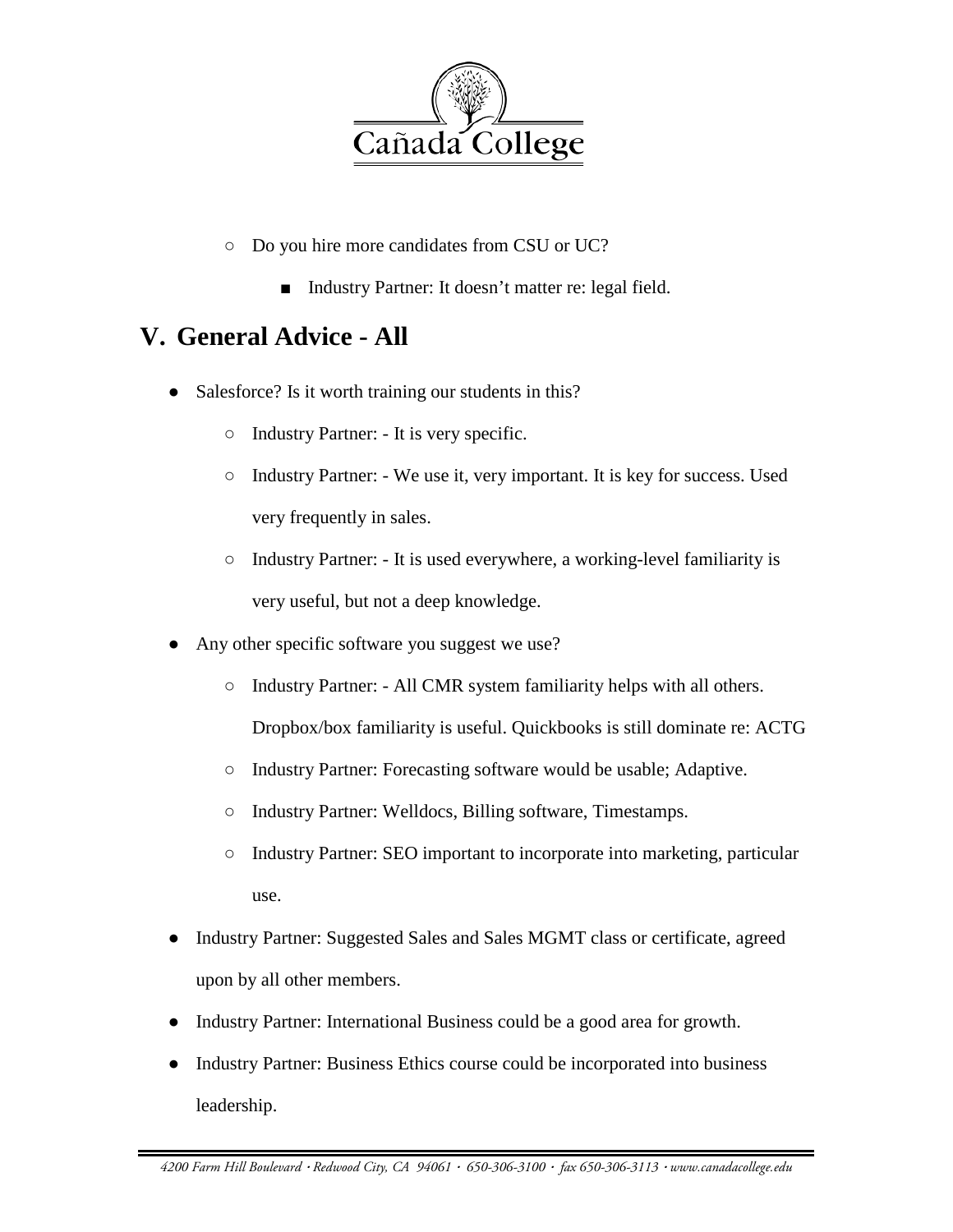- Do you hire more candidates from CSU or UC?
  - Industry Partner: It doesn't matter re: legal field.

## V. General Advice - All

- Salesforce? Is it worth training our students in this?
  - Industry Partner: - It is very specific.
  - Industry Partner: - We use it, very important. It is key for success. Used very frequently in sales.
  - Industry Partner: - It is used everywhere, a working-level familiarity is very useful, but not a deep knowledge.
- Any other specific software you suggest we use?
  - Industry Partner: - All CMR system familiarity helps with all others. Dropbox/box familiarity is useful. Quickbooks is still dominate re: ACTG
  - Industry Partner: Forecasting software would be usable; Adaptive.
  - Industry Partner: Welldocs, Billing software, Timestamps.
  - Industry Partner: SEO important to incorporate into marketing, particular use.
- Industry Partner: Suggested Sales and Sales MGMT class or certificate, agreed upon by all other members.
- Industry Partner: International Business could be a good area for growth.
- Industry Partner: Business Ethics course could be incorporated into business leadership.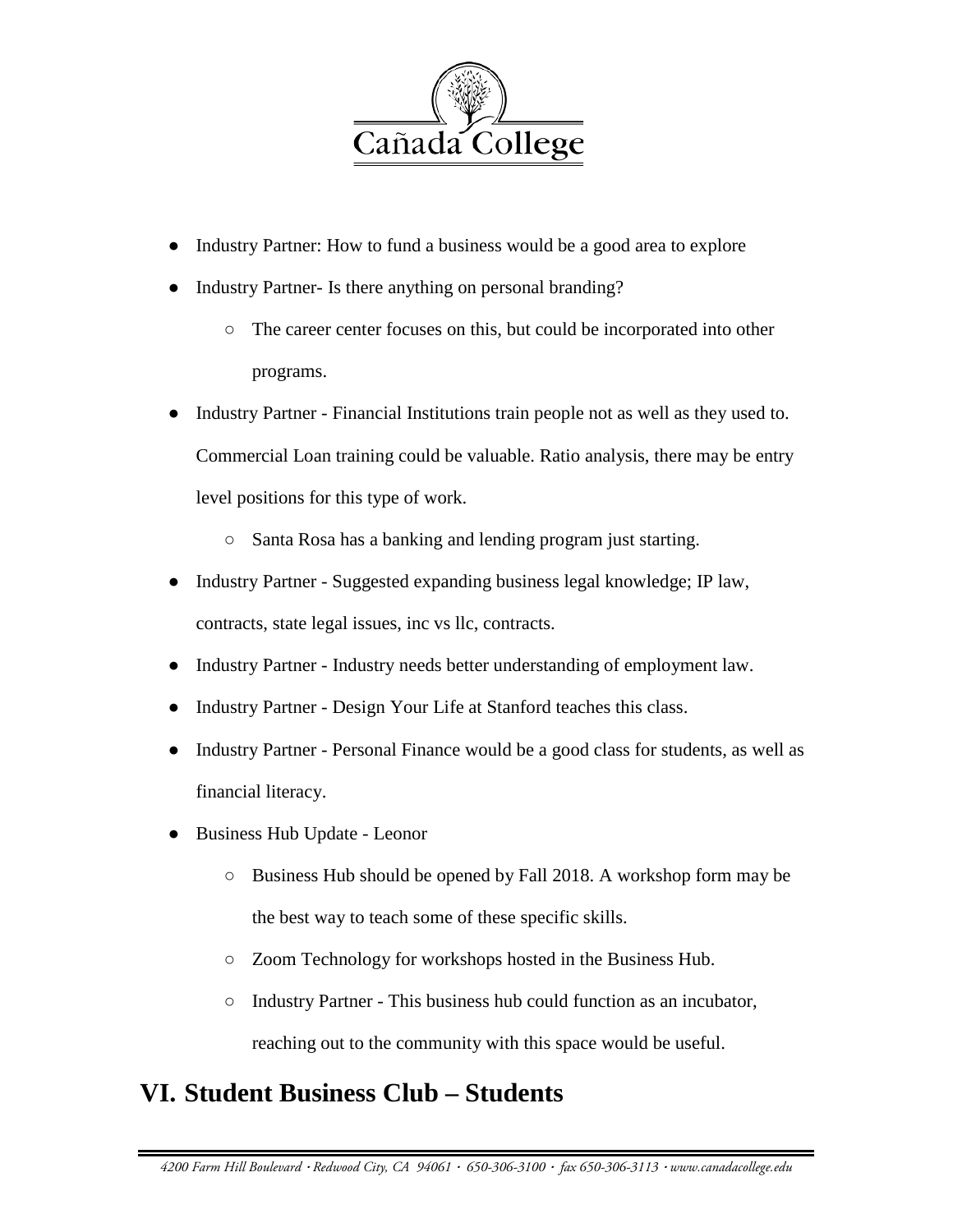- Industry Partner: How to fund a business would be a good area to explore
- Industry Partner- Is there anything on personal branding?
    - The career center focuses on this, but could be incorporated into other programs.
- Industry Partner - Financial Institutions train people not as well as they used to. Commercial Loan training could be valuable. Ratio analysis, there may be entry level positions for this type of work.
    - Santa Rosa has a banking and lending program just starting.
- Industry Partner - Suggested expanding business legal knowledge; IP law, contracts, state legal issues, inc vs llc, contracts.
- Industry Partner - Industry needs better understanding of employment law.
- Industry Partner - Design Your Life at Stanford teaches this class.
- Industry Partner - Personal Finance would be a good class for students, as well as financial literacy.
- Business Hub Update - Leonor
    - Business Hub should be opened by Fall 2018. A workshop form may be the best way to teach some of these specific skills.
    - Zoom Technology for workshops hosted in the Business Hub.
    - Industry Partner - This business hub could function as an incubator, reaching out to the community with this space would be useful.

## VI. Student Business Club – Students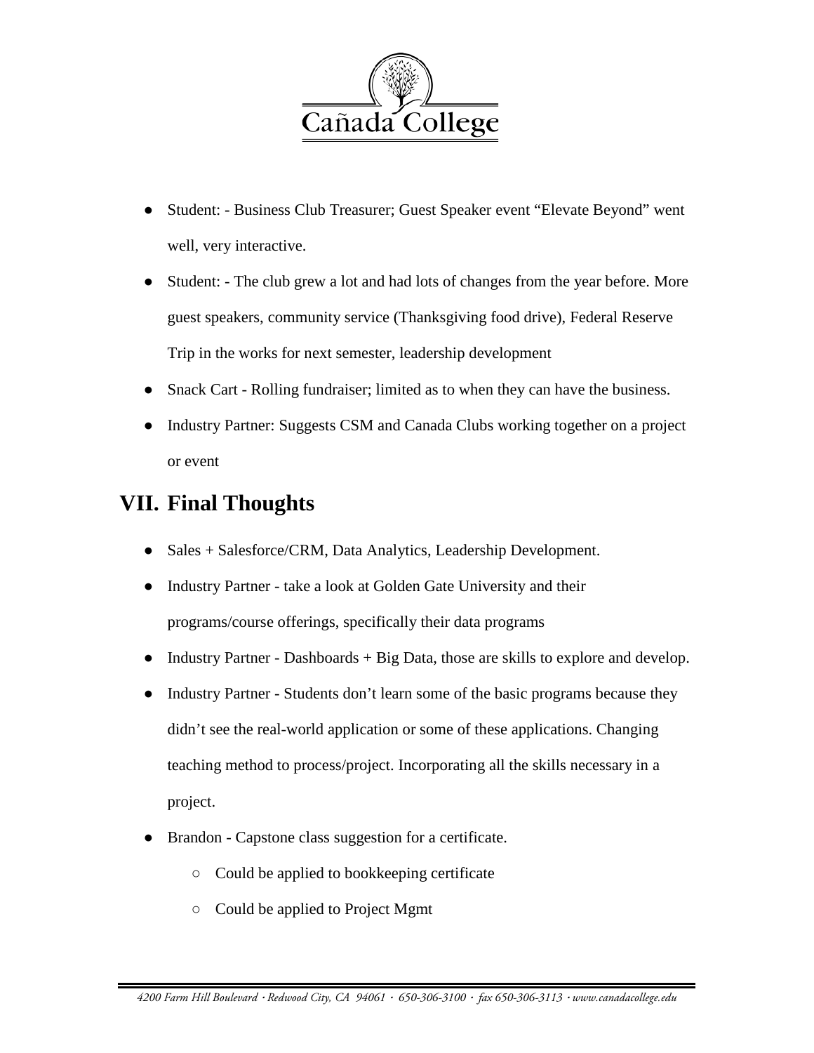- Student: - Business Club Treasurer; Guest Speaker event "Elevate Beyond" went well, very interactive.
- Student: - The club grew a lot and had lots of changes from the year before. More guest speakers, community service (Thanksgiving food drive), Federal Reserve Trip in the works for next semester, leadership development
- Snack Cart - Rolling fundraiser; limited as to when they can have the business.
- Industry Partner: Suggests CSM and Canada Clubs working together on a project or event

## VII. Final Thoughts

- Sales + Salesforce/CRM, Data Analytics, Leadership Development.
- Industry Partner - take a look at Golden Gate University and their programs/course offerings, specifically their data programs
- Industry Partner - Dashboards + Big Data, those are skills to explore and develop.
- Industry Partner - Students don't learn some of the basic programs because they didn't see the real-world application or some of these applications. Changing teaching method to process/project. Incorporating all the skills necessary in a project.
- Brandon - Capstone class suggestion for a certificate.
    - Could be applied to bookkeeping certificate
    - Could be applied to Project Mgmt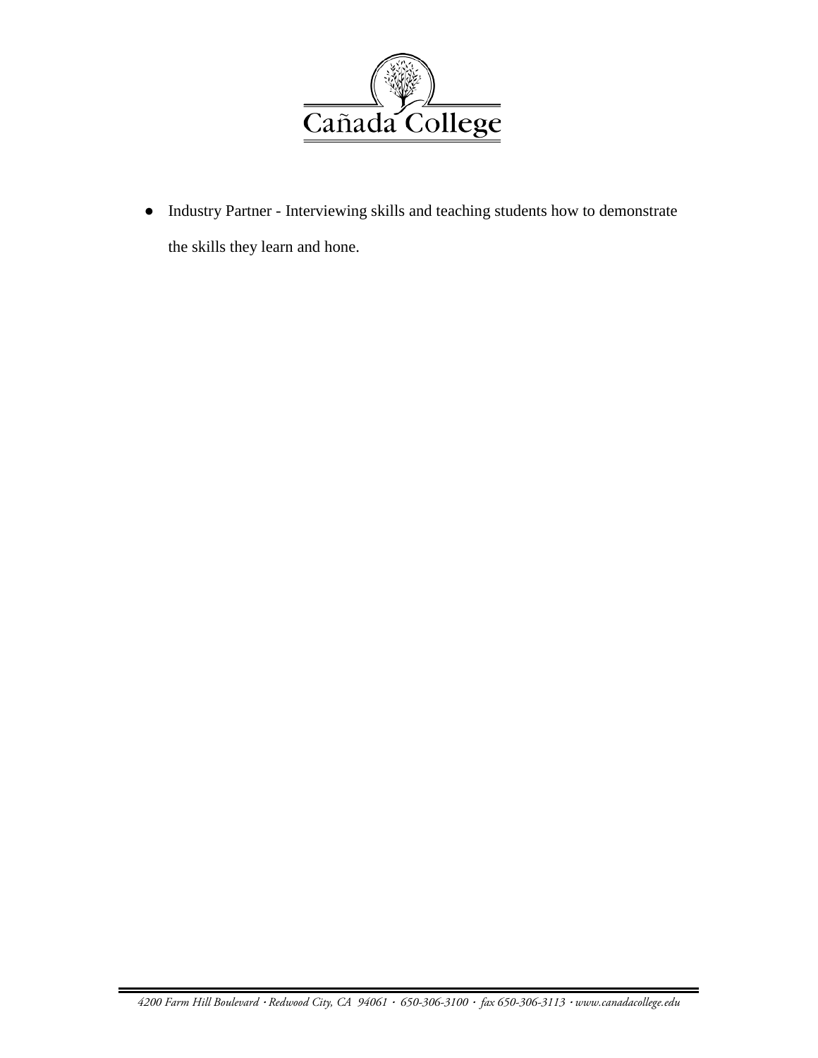- Industry Partner - Interviewing skills and teaching students how to demonstrate the skills they learn and hone.